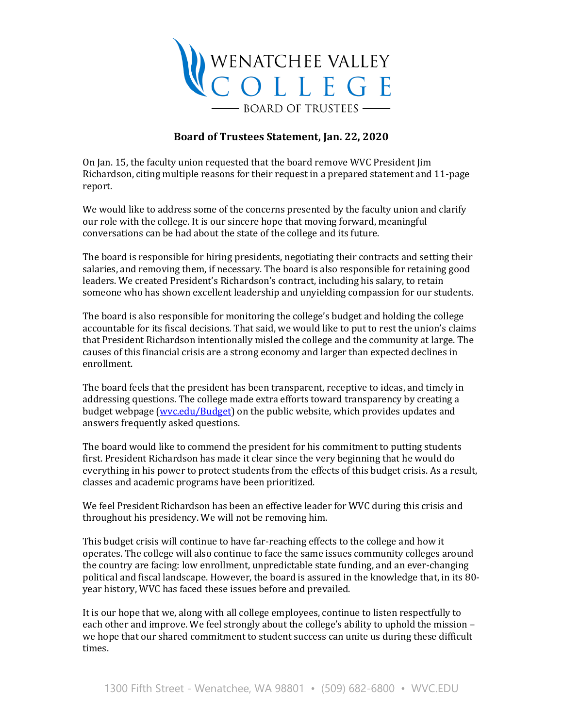# WENATCHEE VALLEY COLLEGE

## BOARD OF TRUSTEES

### Board of Trustees Statement, Jan. 22, 2020

On Jan. 15, the faculty union requested that the board remove WVC President Jim Richardson, citing multiple reasons for their request in a prepared statement and 11-page report.

We would like to address some of the concerns presented by the faculty union and clarify our role with the college. It is our sincere hope that moving forward, meaningful conversations can be had about the state of the college and its future.

The board is responsible for hiring presidents, negotiating their contracts and setting their salaries, and removing them, if necessary. The board is also responsible for retaining good leaders. We created President's Richardson's contract, including his salary, to retain someone who has shown excellent leadership and unyielding compassion for our students.

The board is also responsible for monitoring the college's budget and holding the college accountable for its fiscal decisions. That said, we would like to put to rest the union's claims that President Richardson intentionally misled the college and the community at large. The causes of this financial crisis are a strong economy and larger than expected declines in enrollment.

The board feels that the president has been transparent, receptive to ideas, and timely in addressing questions. The college made extra efforts toward transparency by creating a budget webpage ([wvc.edu/Budget](wvc.edu/Budget)) on the public website, which provides updates and answers frequently asked questions.

The board would like to commend the president for his commitment to putting students first. President Richardson has made it clear since the very beginning that he would do everything in his power to protect students from the effects of this budget crisis. As a result, classes and academic programs have been prioritized.

We feel President Richardson has been an effective leader for WVC during this crisis and throughout his presidency. We will not be removing him.

This budget crisis will continue to have far-reaching effects to the college and how it operates. The college will also continue to face the same issues community colleges around the country are facing: low enrollment, unpredictable state funding, and an ever-changing political and fiscal landscape. However, the board is assured in the knowledge that, in its 80-year history, WVC has faced these issues before and prevailed.

It is our hope that we, along with all college employees, continue to listen respectfully to each other and improve. We feel strongly about the college's ability to uphold the mission – we hope that our shared commitment to student success can unite us during these difficult times.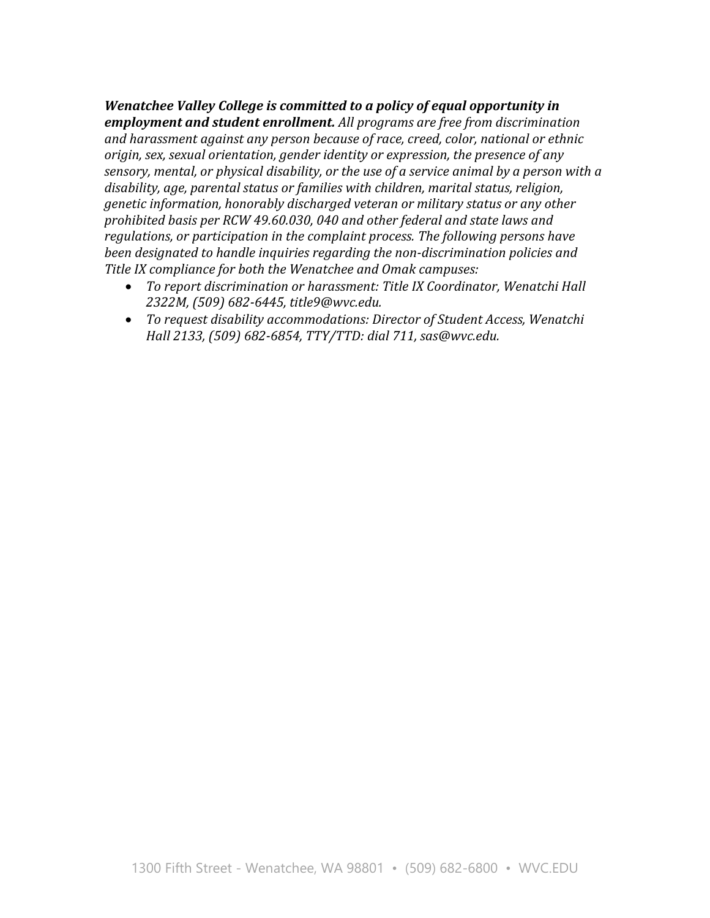***Wenatchee Valley College is committed to a policy of equal opportunity in employment and student enrollment.*** *All programs are free from discrimination and harassment against any person because of race, creed, color, national or ethnic origin, sex, sexual orientation, gender identity or expression, the presence of any sensory, mental, or physical disability, or the use of a service animal by a person with a disability, age, parental status or families with children, marital status, religion, genetic information, honorably discharged veteran or military status or any other prohibited basis per RCW 49.60.030, 040 and other federal and state laws and regulations, or participation in the complaint process. The following persons have been designated to handle inquiries regarding the non-discrimination policies and Title IX compliance for both the Wenatchee and Omak campuses:*

- *To report discrimination or harassment: Title IX Coordinator, Wenatchi Hall 2322M, (509) 682-6445, title9@wvc.edu.*
- *To request disability accommodations: Director of Student Access, Wenatchi Hall 2133, (509) 682-6854, TTY/TTD: dial 711, sas@wvc.edu.*